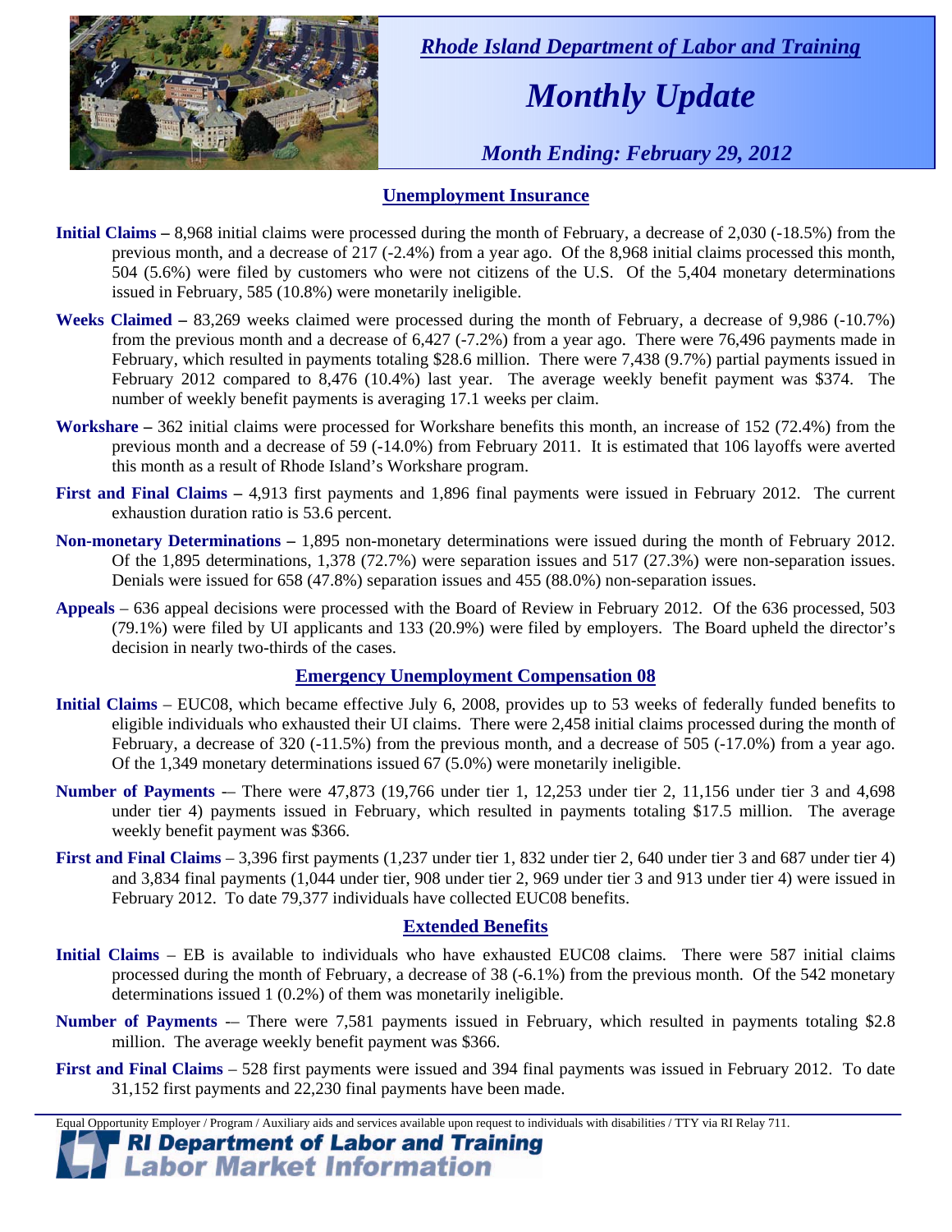*Rhode Island Department of Labor and Training*

# *Monthly Update*

*Month Ending: February 29, 2012*

## Unemployment Insurance

**Initial Claims –** 8,968 initial claims were processed during the month of February, a decrease of 2,030 (-18.5%) from the previous month, and a decrease of 217 (-2.4%) from a year ago. Of the 8,968 initial claims processed this month, 504 (5.6%) were filed by customers who were not citizens of the U.S. Of the 5,404 monetary determinations issued in February, 585 (10.8%) were monetarily ineligible.

**Weeks Claimed –** 83,269 weeks claimed were processed during the month of February, a decrease of 9,986 (-10.7%) from the previous month and a decrease of 6,427 (-7.2%) from a year ago. There were 76,496 payments made in February, which resulted in payments totaling $28.6 million. There were 7,438 (9.7%) partial payments issued in February 2012 compared to 8,476 (10.4%) last year. The average weekly benefit payment was $374. The number of weekly benefit payments is averaging 17.1 weeks per claim.

**Workshare –** 362 initial claims were processed for Workshare benefits this month, an increase of 152 (72.4%) from the previous month and a decrease of 59 (-14.0%) from February 2011. It is estimated that 106 layoffs were averted this month as a result of Rhode Island's Workshare program.

**First and Final Claims –** 4,913 first payments and 1,896 final payments were issued in February 2012. The current exhaustion duration ratio is 53.6 percent.

**Non-monetary Determinations –** 1,895 non-monetary determinations were issued during the month of February 2012. Of the 1,895 determinations, 1,378 (72.7%) were separation issues and 517 (27.3%) were non-separation issues. Denials were issued for 658 (47.8%) separation issues and 455 (88.0%) non-separation issues.

**Appeals** – 636 appeal decisions were processed with the Board of Review in February 2012. Of the 636 processed, 503 (79.1%) were filed by UI applicants and 133 (20.9%) were filed by employers. The Board upheld the director's decision in nearly two-thirds of the cases.

## Emergency Unemployment Compensation 08

**Initial Claims** – EUC08, which became effective July 6, 2008, provides up to 53 weeks of federally funded benefits to eligible individuals who exhausted their UI claims. There were 2,458 initial claims processed during the month of February, a decrease of 320 (-11.5%) from the previous month, and a decrease of 505 (-17.0%) from a year ago. Of the 1,349 monetary determinations issued 67 (5.0%) were monetarily ineligible.

**Number of Payments** -– There were 47,873 (19,766 under tier 1, 12,253 under tier 2, 11,156 under tier 3 and 4,698 under tier 4) payments issued in February, which resulted in payments totaling $17.5 million. The average weekly benefit payment was $366.

**First and Final Claims** – 3,396 first payments (1,237 under tier 1, 832 under tier 2, 640 under tier 3 and 687 under tier 4) and 3,834 final payments (1,044 under tier, 908 under tier 2, 969 under tier 3 and 913 under tier 4) were issued in February 2012. To date 79,377 individuals have collected EUC08 benefits.

## Extended Benefits

**Initial Claims** – EB is available to individuals who have exhausted EUC08 claims. There were 587 initial claims processed during the month of February, a decrease of 38 (-6.1%) from the previous month. Of the 542 monetary determinations issued 1 (0.2%) of them was monetarily ineligible.

**Number of Payments** -– There were 7,581 payments issued in February, which resulted in payments totaling $2.8 million. The average weekly benefit payment was $366.

**First and Final Claims** – 528 first payments were issued and 394 final payments was issued in February 2012. To date 31,152 first payments and 22,230 final payments have been made.

Equal Opportunity Employer / Program / Auxiliary aids and services available upon request to individuals with disabilities / TTY via RI Relay 711.

**RI Department of Labor and Training**
**Labor Market Information**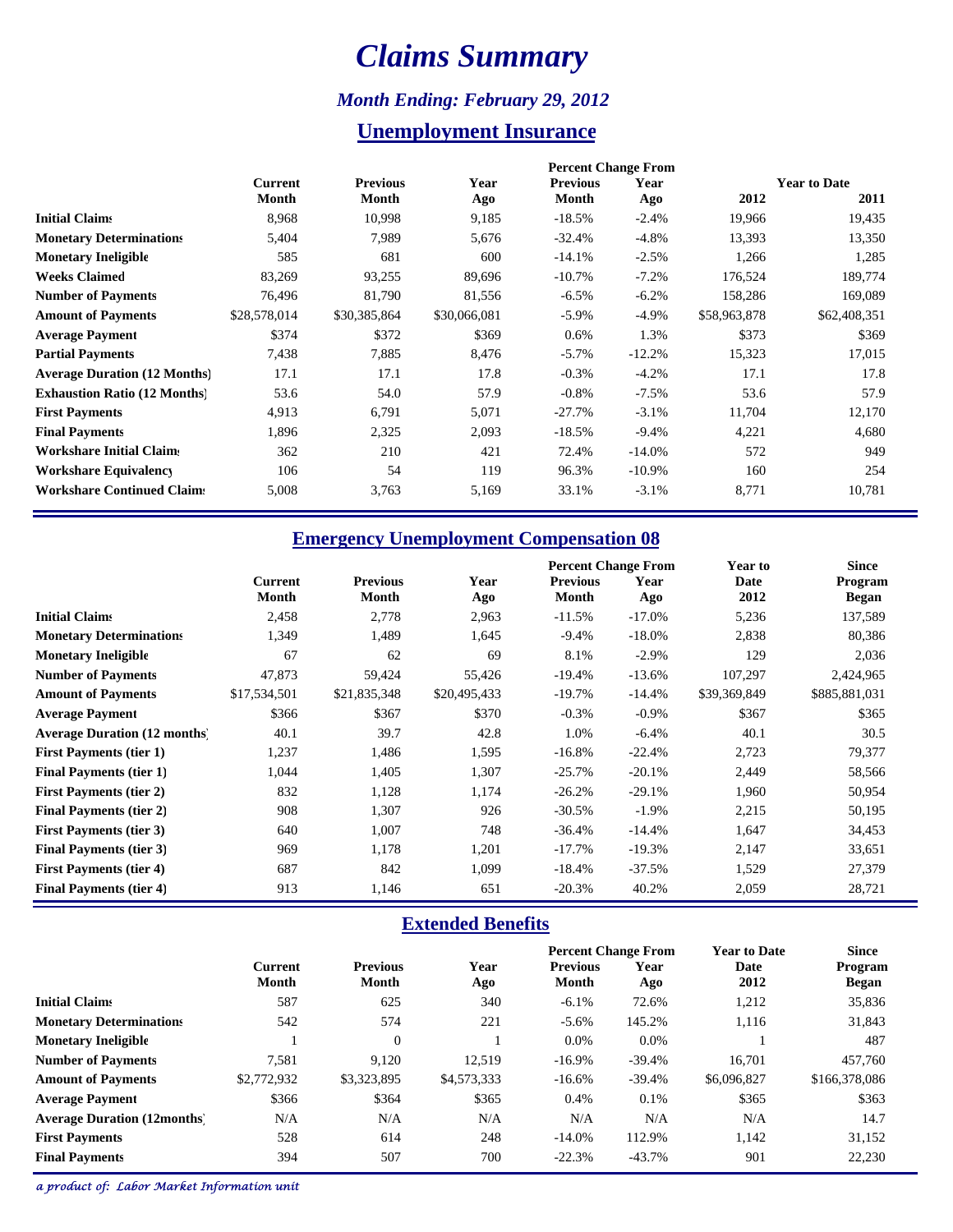# *Claims Summary*

### *Month Ending: February 29, 2012*

## Unemployment Insurance

| | Current Month | Previous Month | Year Ago | Percent Change From Previous Month | Percent Change From Year Ago | Year to Date 2012 | Year to Date 2011 |
|---|---|---|---|---|---|---|---|
| **Initial Claims** | 8,968 | 10,998 | 9,185 | -18.5% | -2.4% | 19,966 | 19,435 |
| **Monetary Determinations** | 5,404 | 7,989 | 5,676 | -32.4% | -4.8% | 13,393 | 13,350 |
| **Monetary Ineligible** | 585 | 681 | 600 | -14.1% | -2.5% | 1,266 | 1,285 |
| **Weeks Claimed** | 83,269 | 93,255 | 89,696 | -10.7% | -7.2% | 176,524 | 189,774 |
| **Number of Payments** | 76,496 | 81,790 | 81,556 | -6.5% | -6.2% | 158,286 | 169,089 |
| **Amount of Payments** | $28,578,014 | $30,385,864 | $30,066,081 | -5.9% | -4.9% | $58,963,878 | $62,408,351 |
| **Average Payment** | $374 | $372 | $369 | 0.6% | 1.3% | $373 | $369 |
| **Partial Payments** | 7,438 | 7,885 | 8,476 | -5.7% | -12.2% | 15,323 | 17,015 |
| **Average Duration (12 Months)** | 17.1 | 17.1 | 17.8 | -0.3% | -4.2% | 17.1 | 17.8 |
| **Exhaustion Ratio (12 Months)** | 53.6 | 54.0 | 57.9 | -0.8% | -7.5% | 53.6 | 57.9 |
| **First Payments** | 4,913 | 6,791 | 5,071 | -27.7% | -3.1% | 11,704 | 12,170 |
| **Final Payments** | 1,896 | 2,325 | 2,093 | -18.5% | -9.4% | 4,221 | 4,680 |
| **Workshare Initial Claims** | 362 | 210 | 421 | 72.4% | -14.0% | 572 | 949 |
| **Workshare Equivalency** | 106 | 54 | 119 | 96.3% | -10.9% | 160 | 254 |
| **Workshare Continued Claims** | 5,008 | 3,763 | 5,169 | 33.1% | -3.1% | 8,771 | 10,781 |

## Emergency Unemployment Compensation 08

| | Current Month | Previous Month | Year Ago | Percent Change From Previous Month | Percent Change From Year Ago | Year to Date 2012 | Since Program Began |
|---|---|---|---|---|---|---|---|
| **Initial Claims** | 2,458 | 2,778 | 2,963 | -11.5% | -17.0% | 5,236 | 137,589 |
| **Monetary Determinations** | 1,349 | 1,489 | 1,645 | -9.4% | -18.0% | 2,838 | 80,386 |
| **Monetary Ineligible** | 67 | 62 | 69 | 8.1% | -2.9% | 129 | 2,036 |
| **Number of Payments** | 47,873 | 59,424 | 55,426 | -19.4% | -13.6% | 107,297 | 2,424,965 |
| **Amount of Payments** | $17,534,501 | $21,835,348 | $20,495,433 | -19.7% | -14.4% | $39,369,849 | $885,881,031 |
| **Average Payment** | $366 | $367 | $370 | -0.3% | -0.9% | $367 | $365 |
| **Average Duration (12 months)** | 40.1 | 39.7 | 42.8 | 1.0% | -6.4% | 40.1 | 30.5 |
| **First Payments (tier 1)** | 1,237 | 1,486 | 1,595 | -16.8% | -22.4% | 2,723 | 79,377 |
| **Final Payments (tier 1)** | 1,044 | 1,405 | 1,307 | -25.7% | -20.1% | 2,449 | 58,566 |
| **First Payments (tier 2)** | 832 | 1,128 | 1,174 | -26.2% | -29.1% | 1,960 | 50,954 |
| **Final Payments (tier 2)** | 908 | 1,307 | 926 | -30.5% | -1.9% | 2,215 | 50,195 |
| **First Payments (tier 3)** | 640 | 1,007 | 748 | -36.4% | -14.4% | 1,647 | 34,453 |
| **Final Payments (tier 3)** | 969 | 1,178 | 1,201 | -17.7% | -19.3% | 2,147 | 33,651 |
| **First Payments (tier 4)** | 687 | 842 | 1,099 | -18.4% | -37.5% | 1,529 | 27,379 |
| **Final Payments (tier 4)** | 913 | 1,146 | 651 | -20.3% | 40.2% | 2,059 | 28,721 |

## Extended Benefits

| | Current Month | Previous Month | Year Ago | Percent Change From Previous Month | Percent Change From Year Ago | Year to Date 2012 | Since Program Began |
|---|---|---|---|---|---|---|---|
| **Initial Claims** | 587 | 625 | 340 | -6.1% | 72.6% | 1,212 | 35,836 |
| **Monetary Determinations** | 542 | 574 | 221 | -5.6% | 145.2% | 1,116 | 31,843 |
| **Monetary Ineligible** | 1 | 0 | 1 | 0.0% | 0.0% | 1 | 487 |
| **Number of Payments** | 7,581 | 9,120 | 12,519 | -16.9% | -39.4% | 16,701 | 457,760 |
| **Amount of Payments** | $2,772,932 | $3,323,895 | $4,573,333 | -16.6% | -39.4% | $6,096,827 | $166,378,086 |
| **Average Payment** | $366 | $364 | $365 | 0.4% | 0.1% | $365 | $363 |
| **Average Duration (12months)** | N/A | N/A | N/A | N/A | N/A | N/A | 14.7 |
| **First Payments** | 528 | 614 | 248 | -14.0% | 112.9% | 1,142 | 31,152 |
| **Final Payments** | 394 | 507 | 700 | -22.3% | -43.7% | 901 | 22,230 |

*a product of: Labor Market Information unit*